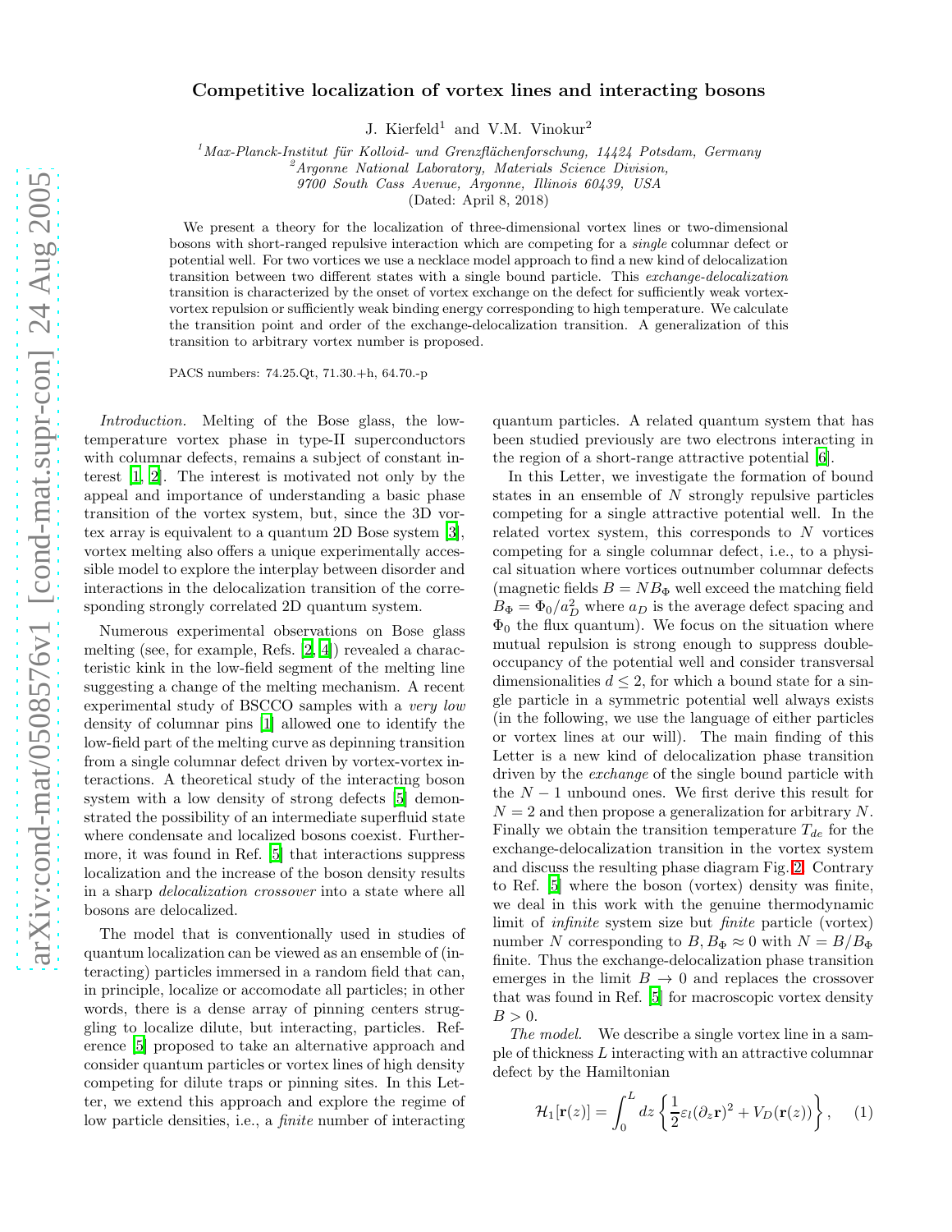# Competitive localization of vortex lines and interacting bosons

J. Kierfeld[1] and V.M. Vinokur[2]

[1]Max-Planck-Institut für Kolloid- und Grenzflächenforschung, 14424 Potsdam, Germany
[2]Argonne National Laboratory, Materials Science Division, 9700 South Cass Avenue, Argonne, Illinois 60439, USA

(Dated: April 8, 2018)

We present a theory for the localization of three-dimensional vortex lines or two-dimensional bosons with short-ranged repulsive interaction which are competing for a *single* columnar defect or potential well. For two vortices we use a necklace model approach to find a new kind of delocalization transition between two different states with a single bound particle. This *exchange-delocalization* transition is characterized by the onset of vortex exchange on the defect for sufficiently weak vortex-vortex repulsion or sufficiently weak binding energy corresponding to high temperature. We calculate the transition point and order of the exchange-delocalization transition. A generalization of this transition to arbitrary vortex number is proposed.

PACS numbers: 74.25.Qt, 71.30.+h, 64.70.-p

*Introduction.* Melting of the Bose glass, the low-temperature vortex phase in type-II superconductors with columnar defects, remains a subject of constant interest [1, 2]. The interest is motivated not only by the appeal and importance of understanding a basic phase transition of the vortex system, but, since the 3D vortex array is equivalent to a quantum 2D Bose system [3], vortex melting also offers a unique experimentally accessible model to explore the interplay between disorder and interactions in the delocalization transition of the corresponding strongly correlated 2D quantum system.

Numerous experimental observations on Bose glass melting (see, for example, Refs. [2, 4]) revealed a characteristic kink in the low-field segment of the melting line suggesting a change of the melting mechanism. A recent experimental study of BSCCO samples with a *very low* density of columnar pins [1] allowed one to identify the low-field part of the melting curve as depinning transition from a single columnar defect driven by vortex-vortex interactions. A theoretical study of the interacting boson system with a low density of strong defects [5] demonstrated the possibility of an intermediate superfluid state where condensate and localized bosons coexist. Furthermore, it was found in Ref. [5] that interactions suppress localization and the increase of the boson density results in a sharp *delocalization crossover* into a state where all bosons are delocalized.

The model that is conventionally used in studies of quantum localization can be viewed as an ensemble of (interacting) particles immersed in a random field that can, in principle, localize or accomodate all particles; in other words, there is a dense array of pinning centers struggling to localize dilute, but interacting, particles. Reference [5] proposed to take an alternative approach and consider quantum particles or vortex lines of high density competing for dilute traps or pinning sites. In this Letter, we extend this approach and explore the regime of low particle densities, i.e., a *finite* number of interacting quantum particles. A related quantum system that has been studied previously are two electrons interacting in the region of a short-range attractive potential [6].

In this Letter, we investigate the formation of bound states in an ensemble of $N$ strongly repulsive particles competing for a single attractive potential well. In the related vortex system, this corresponds to $N$ vortices competing for a single columnar defect, i.e., to a physical situation where vortices outnumber columnar defects (magnetic fields $B = NB_\Phi$ well exceed the matching field $B_\Phi = \Phi_0/a_D^2$ where $a_D$ is the average defect spacing and $\Phi_0$ the flux quantum). We focus on the situation where mutual repulsion is strong enough to suppress double-occupancy of the potential well and consider transversal dimensionalities $d \leq 2$, for which a bound state for a single particle in a symmetric potential well always exists (in the following, we use the language of either particles or vortex lines at our will). The main finding of this Letter is a new kind of delocalization phase transition driven by the *exchange* of the single bound particle with the $N-1$ unbound ones. We first derive this result for $N = 2$ and then propose a generalization for arbitrary $N$. Finally we obtain the transition temperature $T_{de}$ for the exchange-delocalization transition in the vortex system and discuss the resulting phase diagram Fig. 2. Contrary to Ref. [5] where the boson (vortex) density was finite, we deal in this work with the genuine thermodynamic limit of *infinite* system size but *finite* particle (vortex) number $N$ corresponding to $B, B_\Phi \approx 0$ with $N = B/B_\Phi$ finite. Thus the exchange-delocalization phase transition emerges in the limit $B \to 0$ and replaces the crossover that was found in Ref. [5] for macroscopic vortex density $B > 0$.

*The model.* We describe a single vortex line in a sample of thickness $L$ interacting with an attractive columnar defect by the Hamiltonian

$$\mathcal{H}_1[\mathbf{r}(z)] = \int_0^L dz \left\{ \frac{1}{2}\varepsilon_l (\partial_z \mathbf{r})^2 + V_D(\mathbf{r}(z)) \right\}, \quad (1)$$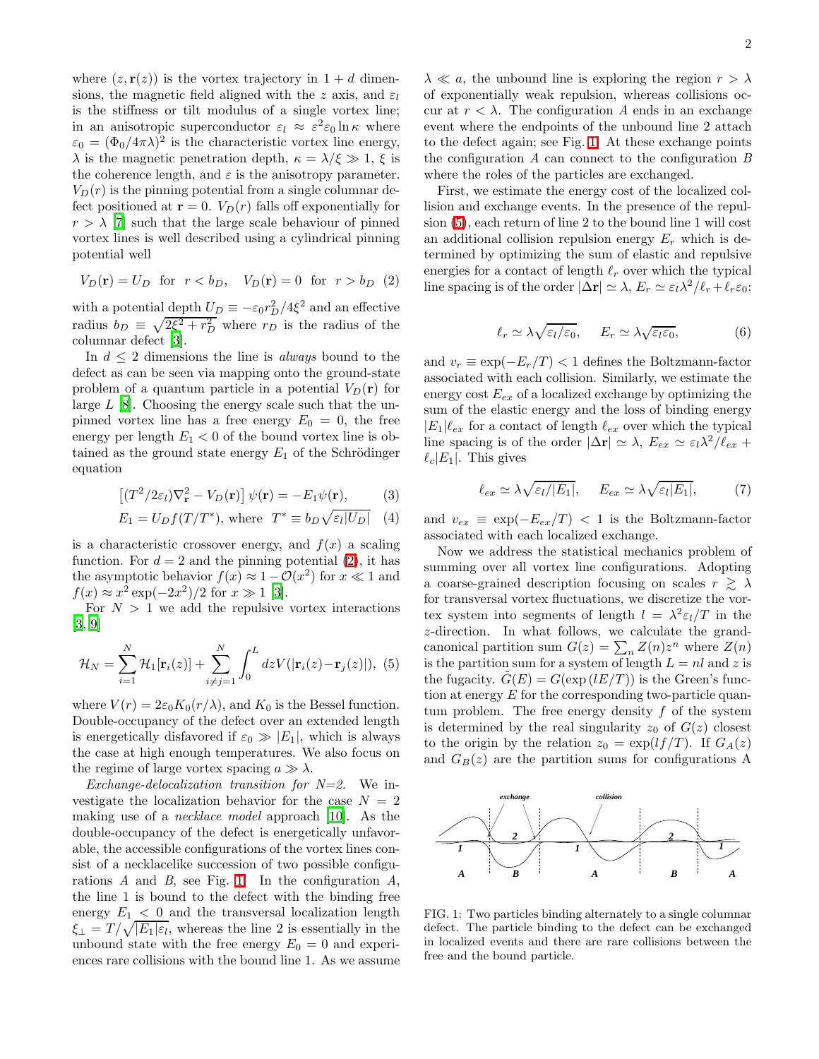where $(z, \mathbf{r}(z))$ is the vortex trajectory in $1+d$ dimensions, the magnetic field aligned with the $z$ axis, and $\varepsilon_l$ is the stiffness or tilt modulus of a single vortex line; in an anisotropic superconductor $\varepsilon_l \approx \varepsilon^2 \varepsilon_0 \ln \kappa$ where $\varepsilon_0 = (\Phi_0/4\pi\lambda)^2$ is the characteristic vortex line energy, $\lambda$ is the magnetic penetration depth, $\kappa = \lambda/\xi \gg 1$, $\xi$ is the coherence length, and $\varepsilon$ is the anisotropy parameter. $V_D(r)$ is the pinning potential from a single columnar defect positioned at $\mathbf{r} = 0$. $V_D(r)$ falls off exponentially for $r > \lambda$ [7] such that the large scale behaviour of pinned vortex lines is well described using a cylindrical pinning potential well

$$V_D(\mathbf{r}) = U_D \ \text{ for } \ r < b_D, \quad V_D(\mathbf{r}) = 0 \ \text{ for } \ r > b_D \quad (2)$$

with a potential depth $U_D \equiv -\varepsilon_0 r_D^2/4\xi^2$ and an effective radius $b_D \equiv \sqrt{2\xi^2 + r_D^2}$ where $r_D$ is the radius of the columnar defect [3].

In $d \leq 2$ dimensions the line is *always* bound to the defect as can be seen via mapping onto the ground-state problem of a quantum particle in a potential $V_D(\mathbf{r})$ for large $L$ [8]. Choosing the energy scale such that the unpinned vortex line has a free energy $E_0 = 0$, the free energy per length $E_1 < 0$ of the bound vortex line is obtained as the ground state energy $E_1$ of the Schrödinger equation

$$\left[(T^2/2\varepsilon_l)\nabla_{\mathbf{r}}^2 - V_D(\mathbf{r})\right]\psi(\mathbf{r}) = -E_1\psi(\mathbf{r}), \quad (3)$$

$$E_1 = U_D f(T/T^*), \text{ where } \ T^* \equiv b_D\sqrt{\varepsilon_l |U_D|} \quad (4)$$

is a characteristic crossover energy, and $f(x)$ a scaling function. For $d = 2$ and the pinning potential (2), it has the asymptotic behavior $f(x) \approx 1 - \mathcal{O}(x^2)$ for $x \ll 1$ and $f(x) \approx x^2 \exp(-2x^2)/2$ for $x \gg 1$ [3].

For $N > 1$ we add the repulsive vortex interactions [3, 9]

$$\mathcal{H}_N = \sum_{i=1}^{N} \mathcal{H}_1[\mathbf{r}_i(z)] + \sum_{i \neq j=1}^{N} \int_0^L dz V(|\mathbf{r}_i(z) - \mathbf{r}_j(z)|), \quad (5)$$

where $V(r) = 2\varepsilon_0 K_0(r/\lambda)$, and $K_0$ is the Bessel function. Double-occupancy of the defect over an extended length is energetically disfavored if $\varepsilon_0 \gg |E_1|$, which is always the case at high enough temperatures. We also focus on the regime of large vortex spacing $a \gg \lambda$.

*Exchange-delocalization transition for N=2.* We investigate the localization behavior for the case $N = 2$ making use of a *necklace model* approach [10]. As the double-occupancy of the defect is energetically unfavorable, the accessible configurations of the vortex lines consist of a necklacelike succession of two possible configurations $A$ and $B$, see Fig. 1. In the configuration $A$, the line 1 is bound to the defect with the binding free energy $E_1 < 0$ and the transversal localization length $\xi_\perp = T/\sqrt{|E_1|\varepsilon_l}$, whereas the line 2 is essentially in the unbound state with the free energy $E_0 = 0$ and experiences rare collisions with the bound line 1. As we assume $\lambda \ll a$, the unbound line is exploring the region $r > \lambda$ of exponentially weak repulsion, whereas collisions occur at $r < \lambda$. The configuration $A$ ends in an exchange event where the endpoints of the unbound line 2 attach to the defect again; see Fig. 1. At these exchange points the configuration $A$ can connect to the configuration $B$ where the roles of the particles are exchanged.

First, we estimate the energy cost of the localized collision and exchange events. In the presence of the repulsion (5), each return of line 2 to the bound line 1 will cost an additional collision repulsion energy $E_r$ which is determined by optimizing the sum of elastic and repulsive energies for a contact of length $\ell_r$ over which the typical line spacing is of the order $|\Delta\mathbf{r}| \simeq \lambda$, $E_r \simeq \varepsilon_l\lambda^2/\ell_r + \ell_r\varepsilon_0$:

$$\ell_r \simeq \lambda\sqrt{\varepsilon_l/\varepsilon_0}, \qquad E_r \simeq \lambda\sqrt{\varepsilon_l\varepsilon_0}, \quad (6)$$

and $v_r \equiv \exp(-E_r/T) < 1$ defines the Boltzmann-factor associated with each collision. Similarly, we estimate the energy cost $E_{ex}$ of a localized exchange by optimizing the sum of the elastic energy and the loss of binding energy $|E_1|\ell_{ex}$ for a contact of length $\ell_{ex}$ over which the typical line spacing is of the order $|\Delta\mathbf{r}| \simeq \lambda$, $E_{ex} \simeq \varepsilon_l\lambda^2/\ell_{ex} + \ell_c|E_1|$. This gives

$$\ell_{ex} \simeq \lambda\sqrt{\varepsilon_l/|E_1|}, \qquad E_{ex} \simeq \lambda\sqrt{\varepsilon_l|E_1|}, \quad (7)$$

and $v_{ex} \equiv \exp(-E_{ex}/T) < 1$ is the Boltzmann-factor associated with each localized exchange.

Now we address the statistical mechanics problem of summing over all vortex line configurations. Adopting a coarse-grained description focusing on scales $r \gtrsim \lambda$ for transversal vortex fluctuations, we discretize the vortex system into segments of length $l = \lambda^2\varepsilon_l/T$ in the $z$-direction. In what follows, we calculate the grand-canonical partition sum $G(z) = \sum_n Z(n)z^n$ where $Z(n)$ is the partition sum for a system of length $L = nl$ and $z$ is the fugacity. $\tilde{G}(E) = G(\exp(lE/T))$ is the Green's function at energy $E$ for the corresponding two-particle quantum problem. The free energy density $f$ of the system is determined by the real singularity $z_0$ of $G(z)$ closest to the origin by the relation $z_0 = \exp(lf/T)$. If $G_A(z)$ and $G_B(z)$ are the partition sums for configurations A

FIG. 1: Two particles binding alternately to a single columnar defect. The particle binding to the defect can be exchanged in localized events and there are rare collisions between the free and the bound particle.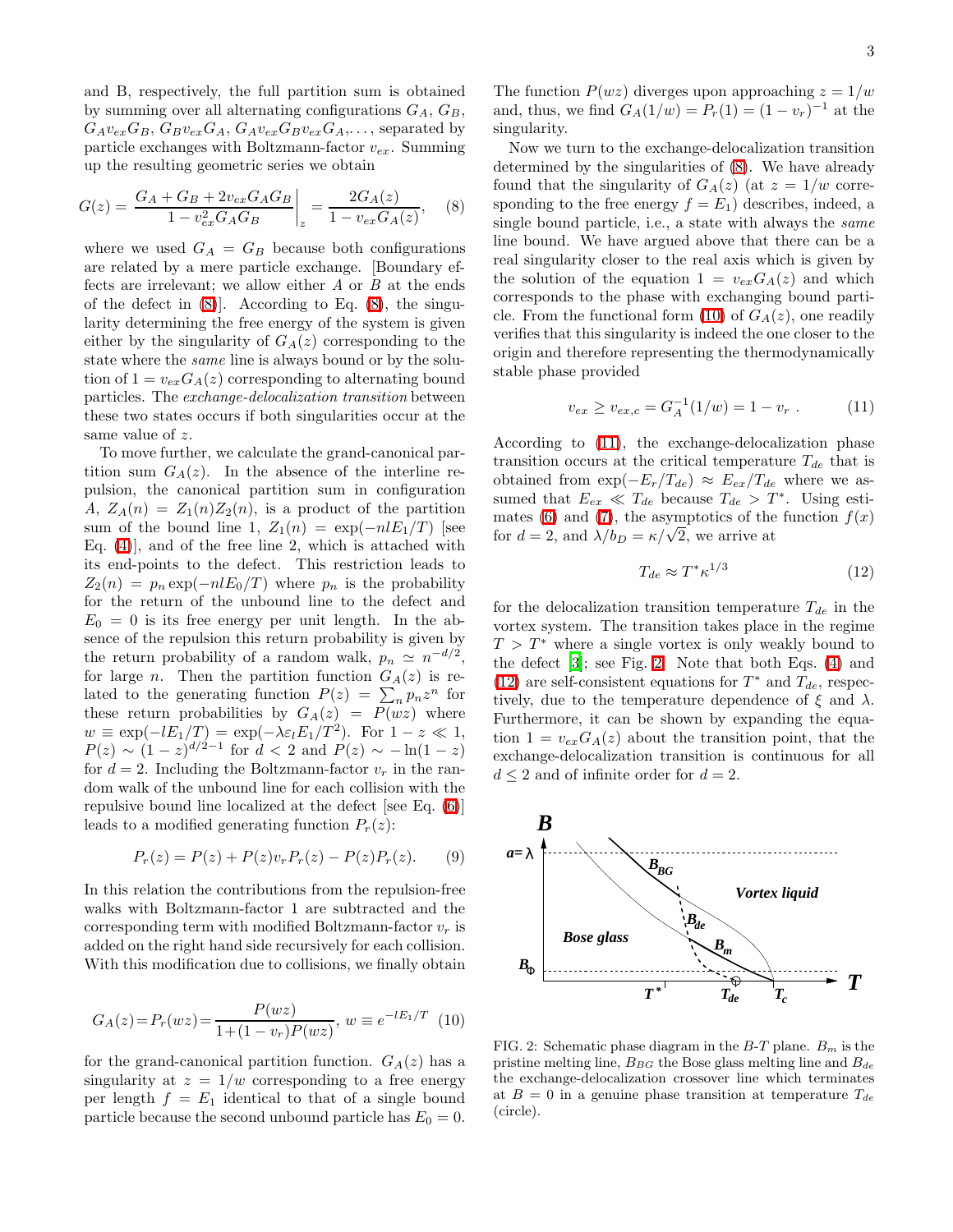and B, respectively, the full partition sum is obtained by summing over all alternating configurations $G_A$, $G_B$, $G_A v_{ex} G_B$, $G_B v_{ex} G_A$, $G_A v_{ex} G_B v_{ex} G_A$,..., separated by particle exchanges with Boltzmann-factor $v_{ex}$. Summing up the resulting geometric series we obtain

$$G(z) = \left.\frac{G_A + G_B + 2v_{ex}G_A G_B}{1 - v_{ex}^2 G_A G_B}\right|_z = \frac{2G_A(z)}{1 - v_{ex}G_A(z)}, \quad (8)$$

where we used $G_A = G_B$ because both configurations are related by a mere particle exchange. [Boundary effects are irrelevant; we allow either $A$ or $B$ at the ends of the defect in (8)]. According to Eq. (8), the singularity determining the free energy of the system is given either by the singularity of $G_A(z)$ corresponding to the state where the *same* line is always bound or by the solution of $1 = v_{ex}G_A(z)$ corresponding to alternating bound particles. The *exchange-delocalization transition* between these two states occurs if both singularities occur at the same value of $z$.

To move further, we calculate the grand-canonical partition sum $G_A(z)$. In the absence of the interline repulsion, the canonical partition sum in configuration A, $Z_A(n) = Z_1(n)Z_2(n)$, is a product of the partition sum of the bound line 1, $Z_1(n) = \exp(-nlE_1/T)$ [see Eq. (4)], and of the free line 2, which is attached with its end-points to the defect. This restriction leads to $Z_2(n) = p_n \exp(-nlE_0/T)$ where $p_n$ is the probability for the return of the unbound line to the defect and $E_0 = 0$ is its free energy per unit length. In the absence of the repulsion this return probability is given by the return probability of a random walk, $p_n \simeq n^{-d/2}$, for large $n$. Then the partition function $G_A(z)$ is related to the generating function $P(z) = \sum_n p_n z^n$ for these return probabilities by $G_A(z) = P(wz)$ where $w \equiv \exp(-lE_1/T) = \exp(-\lambda\varepsilon_l E_1/T^2)$. For $1 - z \ll 1$, $P(z) \sim (1-z)^{d/2-1}$ for $d < 2$ and $P(z) \sim -\ln(1-z)$ for $d = 2$. Including the Boltzmann-factor $v_r$ in the random walk of the unbound line for each collision with the repulsive bound line localized at the defect [see Eq. (6)] leads to a modified generating function $P_r(z)$:

$$P_r(z) = P(z) + P(z)v_r P_r(z) - P(z)P_r(z). \quad (9)$$

In this relation the contributions from the repulsion-free walks with Boltzmann-factor 1 are subtracted and the corresponding term with modified Boltzmann-factor $v_r$ is added on the right hand side recursively for each collision. With this modification due to collisions, we finally obtain

$$G_A(z) = P_r(wz) = \frac{P(wz)}{1 + (1 - v_r)P(wz)}, \; w \equiv e^{-lE_1/T} \quad (10)$$

for the grand-canonical partition function. $G_A(z)$ has a singularity at $z = 1/w$ corresponding to a free energy per length $f = E_1$ identical to that of a single bound particle because the second unbound particle has $E_0 = 0$. The function $P(wz)$ diverges upon approaching $z = 1/w$ and, thus, we find $G_A(1/w) = P_r(1) = (1 - v_r)^{-1}$ at the singularity.

Now we turn to the exchange-delocalization transition determined by the singularities of (8). We have already found that the singularity of $G_A(z)$ (at $z = 1/w$ corresponding to the free energy $f = E_1$) describes, indeed, a single bound particle, i.e., a state with always the *same* line bound. We have argued above that there can be a real singularity closer to the real axis which is given by the solution of the equation $1 = v_{ex}G_A(z)$ and which corresponds to the phase with exchanging bound particle. From the functional form (10) of $G_A(z)$, one readily verifies that this singularity is indeed the one closer to the origin and therefore representing the thermodynamically stable phase provided

$$v_{ex} \geq v_{ex,c} = G_A^{-1}(1/w) = 1 - v_r \; . \quad (11)$$

According to (11), the exchange-delocalization phase transition occurs at the critical temperature $T_{de}$ that is obtained from $\exp(-E_r/T_{de}) \approx E_{ex}/T_{de}$ where we assumed that $E_{ex} \ll T_{de}$ because $T_{de} > T^*$. Using estimates (6) and (7), the asymptotics of the function $f(x)$ for $d = 2$, and $\lambda/b_D = \kappa/\sqrt{2}$, we arrive at

$$T_{de} \approx T^* \kappa^{1/3} \quad (12)$$

for the delocalization transition temperature $T_{de}$ in the vortex system. The transition takes place in the regime $T > T^*$ where a single vortex is only weakly bound to the defect [3]; see Fig. 2. Note that both Eqs. (4) and (12) are self-consistent equations for $T^*$ and $T_{de}$, respectively, due to the temperature dependence of $\xi$ and $\lambda$. Furthermore, it can be shown by expanding the equation $1 = v_{ex}G_A(z)$ about the transition point, that the exchange-delocalization transition is continuous for all $d \leq 2$ and of infinite order for $d = 2$.

FIG. 2: Schematic phase diagram in the $B$-$T$ plane. $B_m$ is the pristine melting line, $B_{BG}$ the Bose glass melting line and $B_{de}$ the exchange-delocalization crossover line which terminates at $B = 0$ in a genuine phase transition at temperature $T_{de}$ (circle).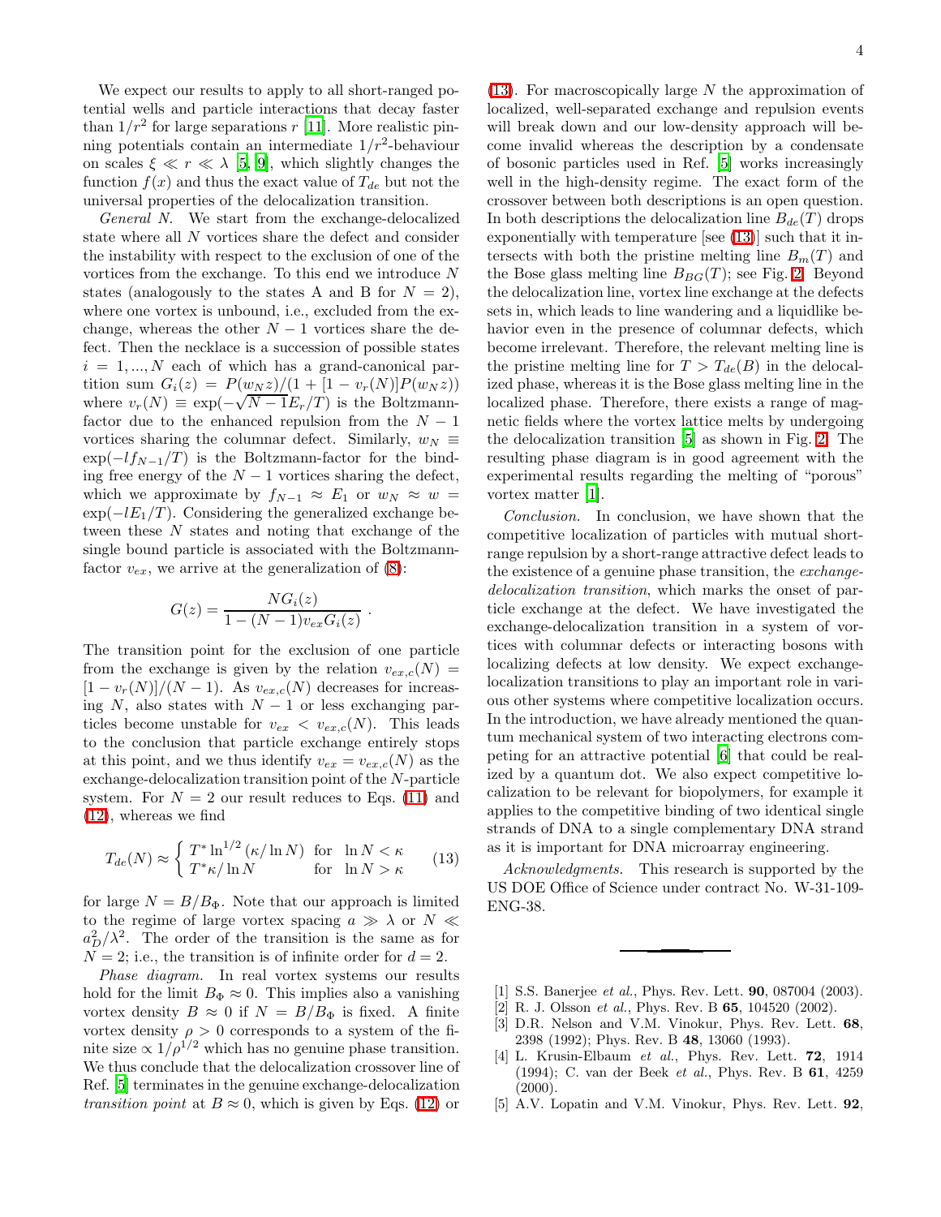We expect our results to apply to all short-ranged potential wells and particle interactions that decay faster than $1/r^2$ for large separations $r$ [11]. More realistic pinning potentials contain an intermediate $1/r^2$-behaviour on scales $\xi \ll r \ll \lambda$ [5, 9], which slightly changes the function $f(x)$ and thus the exact value of $T_{de}$ but not the universal properties of the delocalization transition.

*General N.* We start from the exchange-delocalized state where all $N$ vortices share the defect and consider the instability with respect to the exclusion of one of the vortices from the exchange. To this end we introduce $N$ states (analogously to the states A and B for $N = 2$), where one vortex is unbound, i.e., excluded from the exchange, whereas the other $N-1$ vortices share the defect. Then the necklace is a succession of possible states $i = 1, ..., N$ each of which has a grand-canonical partition sum $G_i(z) = P(w_N z)/(1 + [1 - v_r(N)]P(w_N z))$ where $v_r(N) \equiv \exp(-\sqrt{N-1}E_r/T)$ is the Boltzmann-factor due to the enhanced repulsion from the $N-1$ vortices sharing the columnar defect. Similarly, $w_N \equiv \exp(-l f_{N-1}/T)$ is the Boltzmann-factor for the binding free energy of the $N-1$ vortices sharing the defect, which we approximate by $f_{N-1} \approx E_1$ or $w_N \approx w = \exp(-lE_1/T)$. Considering the generalized exchange between these $N$ states and noting that exchange of the single bound particle is associated with the Boltzmann-factor $v_{ex}$, we arrive at the generalization of (8):

$$G(z) = \frac{N G_i(z)}{1 - (N-1) v_{ex} G_i(z)} \; .$$

The transition point for the exclusion of one particle from the exchange is given by the relation $v_{ex,c}(N) = [1 - v_r(N)]/(N-1)$. As $v_{ex,c}(N)$ decreases for increasing $N$, also states with $N-1$ or less exchanging particles become unstable for $v_{ex} < v_{ex,c}(N)$. This leads to the conclusion that particle exchange entirely stops at this point, and we thus identify $v_{ex} = v_{ex,c}(N)$ as the exchange-delocalization transition point of the $N$-particle system. For $N = 2$ our result reduces to Eqs. (11) and (12), whereas we find

$$T_{de}(N) \approx \begin{cases} T^* \ln^{1/2}(\kappa/\ln N) & \text{for} \quad \ln N < \kappa \\ T^* \kappa / \ln N & \text{for} \quad \ln N > \kappa \end{cases} \qquad (13)$$

for large $N = B/B_\Phi$. Note that our approach is limited to the regime of large vortex spacing $a \gg \lambda$ or $N \ll a_D^2/\lambda^2$. The order of the transition is the same as for $N = 2$; i.e., the transition is of infinite order for $d = 2$.

*Phase diagram.* In real vortex systems our results hold for the limit $B_\Phi \approx 0$. This implies also a vanishing vortex density $B \approx 0$ if $N = B/B_\Phi$ is fixed. A finite vortex density $\rho > 0$ corresponds to a system of the finite size $\propto 1/\rho^{1/2}$ which has no genuine phase transition. We thus conclude that the delocalization crossover line of Ref. [5] terminates in the genuine exchange-delocalization *transition point* at $B \approx 0$, which is given by Eqs. (12) or (13). For macroscopically large $N$ the approximation of localized, well-separated exchange and repulsion events will break down and our low-density approach will become invalid whereas the description by a condensate of bosonic particles used in Ref. [5] works increasingly well in the high-density regime. The exact form of the crossover between both descriptions is an open question. In both descriptions the delocalization line $B_{de}(T)$ drops exponentially with temperature [see (13)] such that it intersects with both the pristine melting line $B_m(T)$ and the Bose glass melting line $B_{BG}(T)$; see Fig. 2. Beyond the delocalization line, vortex line exchange at the defects sets in, which leads to line wandering and a liquidlike behavior even in the presence of columnar defects, which become irrelevant. Therefore, the relevant melting line is the pristine melting line for $T > T_{de}(B)$ in the delocalized phase, whereas it is the Bose glass melting line in the localized phase. Therefore, there exists a range of magnetic fields where the vortex lattice melts by undergoing the delocalization transition [5] as shown in Fig. 2. The resulting phase diagram is in good agreement with the experimental results regarding the melting of "porous" vortex matter [1].

*Conclusion.* In conclusion, we have shown that the competitive localization of particles with mutual short-range repulsion by a short-range attractive defect leads to the existence of a genuine phase transition, the *exchange-delocalization transition*, which marks the onset of particle exchange at the defect. We have investigated the exchange-delocalization transition in a system of vortices with columnar defects or interacting bosons with localizing defects at low density. We expect exchange-localization transitions to play an important role in various other systems where competitive localization occurs. In the introduction, we have already mentioned the quantum mechanical system of two interacting electrons competing for an attractive potential [6] that could be realized by a quantum dot. We also expect competitive localization to be relevant for biopolymers, for example it applies to the competitive binding of two identical single strands of DNA to a single complementary DNA strand as it is important for DNA microarray engineering.

*Acknowledgments.* This research is supported by the US DOE Office of Science under contract No. W-31-109-ENG-38.

---

[1] S.S. Banerjee *et al.*, Phys. Rev. Lett. **90**, 087004 (2003).

[2] R. J. Olsson *et al.*, Phys. Rev. B **65**, 104520 (2002).

[3] D.R. Nelson and V.M. Vinokur, Phys. Rev. Lett. **68**, 2398 (1992); Phys. Rev. B **48**, 13060 (1993).

[4] L. Krusin-Elbaum *et al.*, Phys. Rev. Lett. **72**, 1914 (1994); C. van der Beek *et al.*, Phys. Rev. B **61**, 4259 (2000).

[5] A.V. Lopatin and V.M. Vinokur, Phys. Rev. Lett. **92**,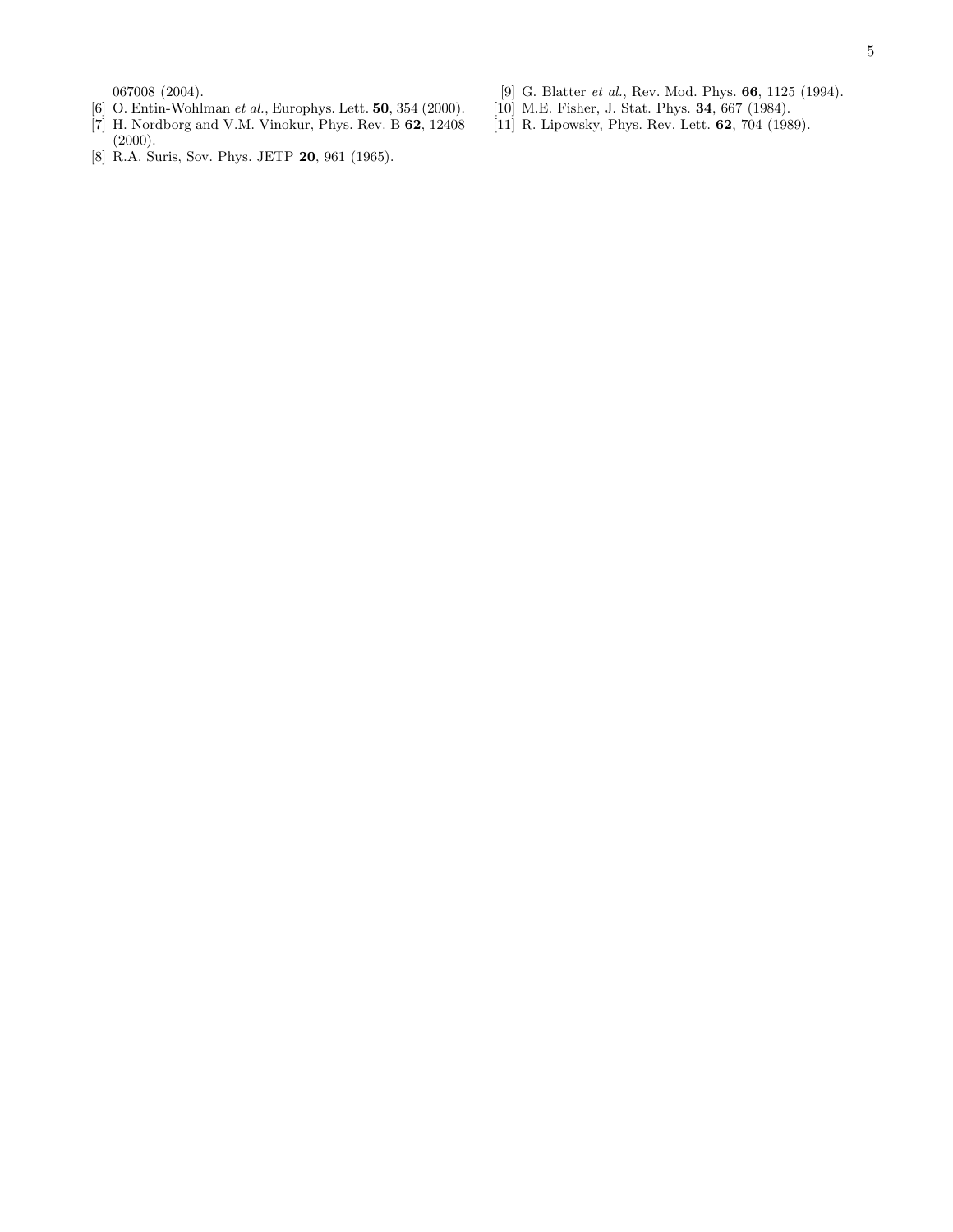067008 (2004).

[6] O. Entin-Wohlman *et al.*, Europhys. Lett. **50**, 354 (2000).

[7] H. Nordborg and V.M. Vinokur, Phys. Rev. B **62**, 12408 (2000).

[8] R.A. Suris, Sov. Phys. JETP **20**, 961 (1965).

[9] G. Blatter *et al.*, Rev. Mod. Phys. **66**, 1125 (1994).

[10] M.E. Fisher, J. Stat. Phys. **34**, 667 (1984).

[11] R. Lipowsky, Phys. Rev. Lett. **62**, 704 (1989).